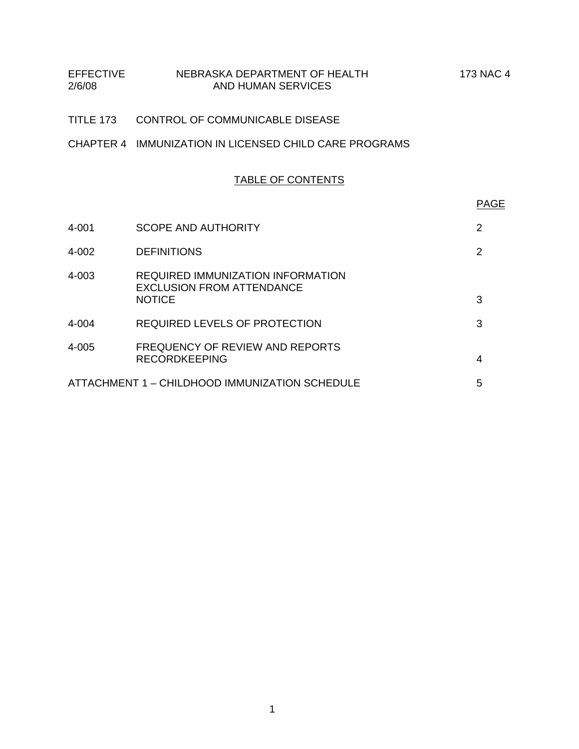EFFECTIVE 2/6/08 — NEBRASKA DEPARTMENT OF HEALTH AND HUMAN SERVICES — 173 NAC 4

TITLE 173 CONTROL OF COMMUNICABLE DISEASE

CHAPTER 4 IMMUNIZATION IN LICENSED CHILD CARE PROGRAMS

## TABLE OF CONTENTS

| | | PAGE |
|---|---|---|
| 4-001 | SCOPE AND AUTHORITY | 2 |
| 4-002 | DEFINITIONS | 2 |
| 4-003 | REQUIRED IMMUNIZATION INFORMATION EXCLUSION FROM ATTENDANCE NOTICE | 3 |
| 4-004 | REQUIRED LEVELS OF PROTECTION | 3 |
| 4-005 | FREQUENCY OF REVIEW AND REPORTS RECORDKEEPING | 4 |
| ATTACHMENT 1 – CHILDHOOD IMMUNIZATION SCHEDULE | | 5 |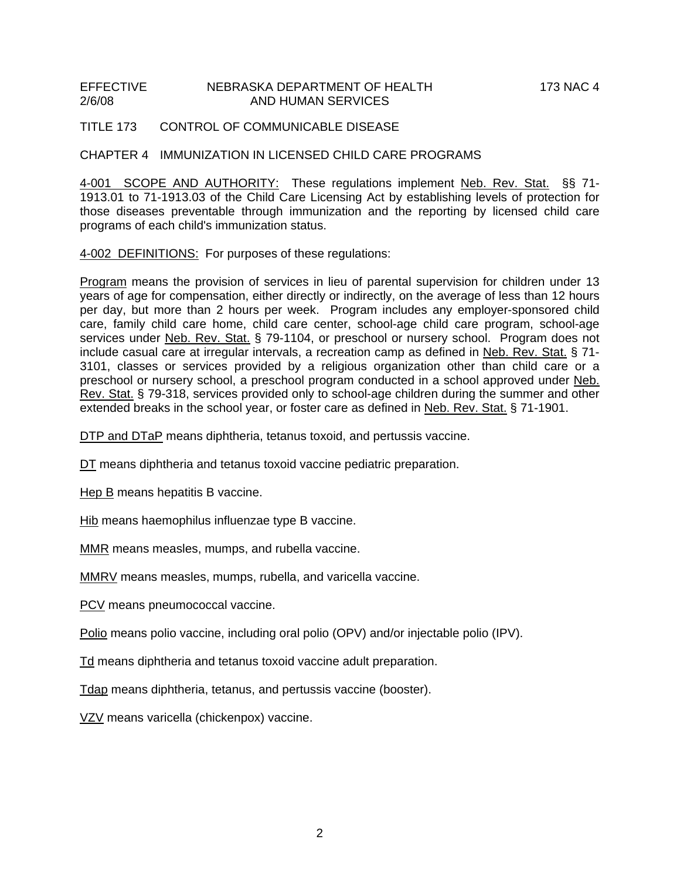TITLE 173 CONTROL OF COMMUNICABLE DISEASE

CHAPTER 4 IMMUNIZATION IN LICENSED CHILD CARE PROGRAMS

4-001 SCOPE AND AUTHORITY: These regulations implement Neb. Rev. Stat. §§ 71-1913.01 to 71-1913.03 of the Child Care Licensing Act by establishing levels of protection for those diseases preventable through immunization and the reporting by licensed child care programs of each child's immunization status.

4-002 DEFINITIONS: For purposes of these regulations:

Program means the provision of services in lieu of parental supervision for children under 13 years of age for compensation, either directly or indirectly, on the average of less than 12 hours per day, but more than 2 hours per week. Program includes any employer-sponsored child care, family child care home, child care center, school-age child care program, school-age services under Neb. Rev. Stat. § 79-1104, or preschool or nursery school. Program does not include casual care at irregular intervals, a recreation camp as defined in Neb. Rev. Stat. § 71-3101, classes or services provided by a religious organization other than child care or a preschool or nursery school, a preschool program conducted in a school approved under Neb. Rev. Stat. § 79-318, services provided only to school-age children during the summer and other extended breaks in the school year, or foster care as defined in Neb. Rev. Stat. § 71-1901.

DTP and DTaP means diphtheria, tetanus toxoid, and pertussis vaccine.

DT means diphtheria and tetanus toxoid vaccine pediatric preparation.

Hep B means hepatitis B vaccine.

Hib means haemophilus influenzae type B vaccine.

MMR means measles, mumps, and rubella vaccine.

MMRV means measles, mumps, rubella, and varicella vaccine.

PCV means pneumococcal vaccine.

Polio means polio vaccine, including oral polio (OPV) and/or injectable polio (IPV).

Td means diphtheria and tetanus toxoid vaccine adult preparation.

Tdap means diphtheria, tetanus, and pertussis vaccine (booster).

VZV means varicella (chickenpox) vaccine.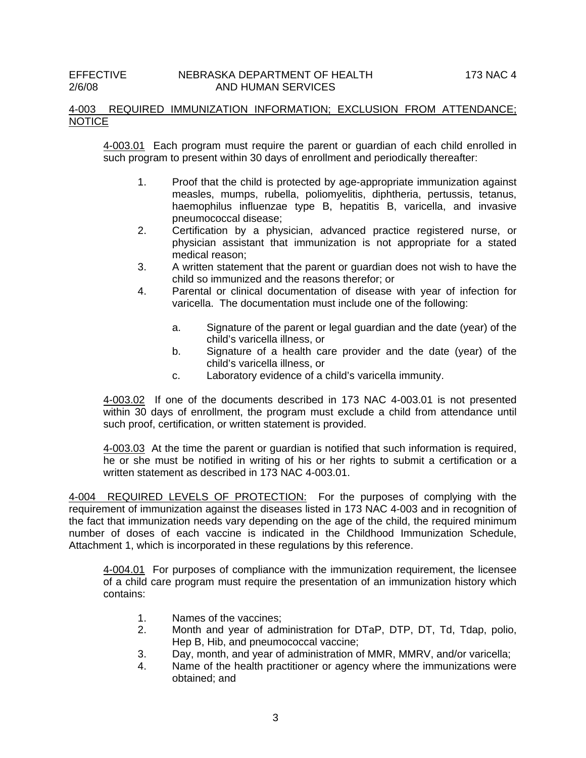## 4-003 REQUIRED IMMUNIZATION INFORMATION; EXCLUSION FROM ATTENDANCE; NOTICE

4-003.01 Each program must require the parent or guardian of each child enrolled in such program to present within 30 days of enrollment and periodically thereafter:

1. Proof that the child is protected by age-appropriate immunization against measles, mumps, rubella, poliomyelitis, diphtheria, pertussis, tetanus, haemophilus influenzae type B, hepatitis B, varicella, and invasive pneumococcal disease;
2. Certification by a physician, advanced practice registered nurse, or physician assistant that immunization is not appropriate for a stated medical reason;
3. A written statement that the parent or guardian does not wish to have the child so immunized and the reasons therefor; or
4. Parental or clinical documentation of disease with year of infection for varicella. The documentation must include one of the following:

    a. Signature of the parent or legal guardian and the date (year) of the child's varicella illness, or
    b. Signature of a health care provider and the date (year) of the child's varicella illness, or
    c. Laboratory evidence of a child's varicella immunity.

4-003.02 If one of the documents described in 173 NAC 4-003.01 is not presented within 30 days of enrollment, the program must exclude a child from attendance until such proof, certification, or written statement is provided.

4-003.03 At the time the parent or guardian is notified that such information is required, he or she must be notified in writing of his or her rights to submit a certification or a written statement as described in 173 NAC 4-003.01.

## 4-004 REQUIRED LEVELS OF PROTECTION:

For the purposes of complying with the requirement of immunization against the diseases listed in 173 NAC 4-003 and in recognition of the fact that immunization needs vary depending on the age of the child, the required minimum number of doses of each vaccine is indicated in the Childhood Immunization Schedule, Attachment 1, which is incorporated in these regulations by this reference.

4-004.01 For purposes of compliance with the immunization requirement, the licensee of a child care program must require the presentation of an immunization history which contains:

1. Names of the vaccines;
2. Month and year of administration for DTaP, DTP, DT, Td, Tdap, polio, Hep B, Hib, and pneumococcal vaccine;
3. Day, month, and year of administration of MMR, MMRV, and/or varicella;
4. Name of the health practitioner or agency where the immunizations were obtained; and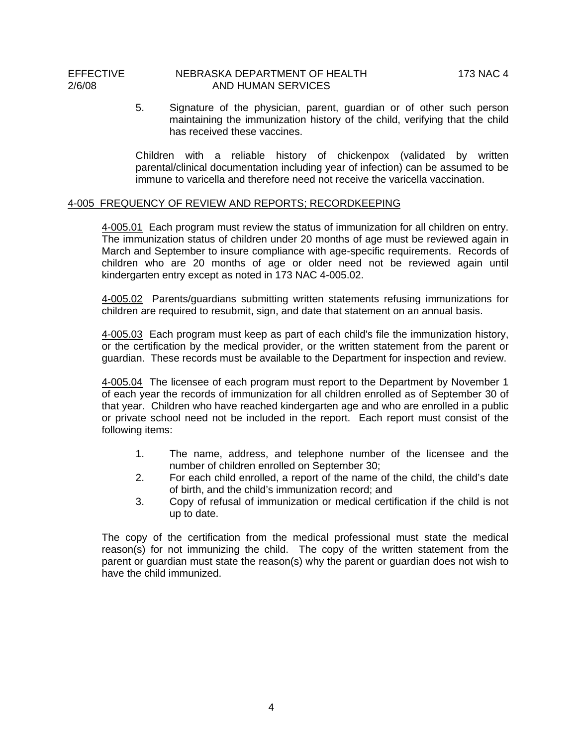5. Signature of the physician, parent, guardian or of other such person maintaining the immunization history of the child, verifying that the child has received these vaccines.

Children with a reliable history of chickenpox (validated by written parental/clinical documentation including year of infection) can be assumed to be immune to varicella and therefore need not receive the varicella vaccination.

## 4-005 FREQUENCY OF REVIEW AND REPORTS; RECORDKEEPING

4-005.01 Each program must review the status of immunization for all children on entry. The immunization status of children under 20 months of age must be reviewed again in March and September to insure compliance with age-specific requirements. Records of children who are 20 months of age or older need not be reviewed again until kindergarten entry except as noted in 173 NAC 4-005.02.

4-005.02 Parents/guardians submitting written statements refusing immunizations for children are required to resubmit, sign, and date that statement on an annual basis.

4-005.03 Each program must keep as part of each child's file the immunization history, or the certification by the medical provider, or the written statement from the parent or guardian. These records must be available to the Department for inspection and review.

4-005.04 The licensee of each program must report to the Department by November 1 of each year the records of immunization for all children enrolled as of September 30 of that year. Children who have reached kindergarten age and who are enrolled in a public or private school need not be included in the report. Each report must consist of the following items:

1. The name, address, and telephone number of the licensee and the number of children enrolled on September 30;
2. For each child enrolled, a report of the name of the child, the child's date of birth, and the child's immunization record; and
3. Copy of refusal of immunization or medical certification if the child is not up to date.

The copy of the certification from the medical professional must state the medical reason(s) for not immunizing the child. The copy of the written statement from the parent or guardian must state the reason(s) why the parent or guardian does not wish to have the child immunized.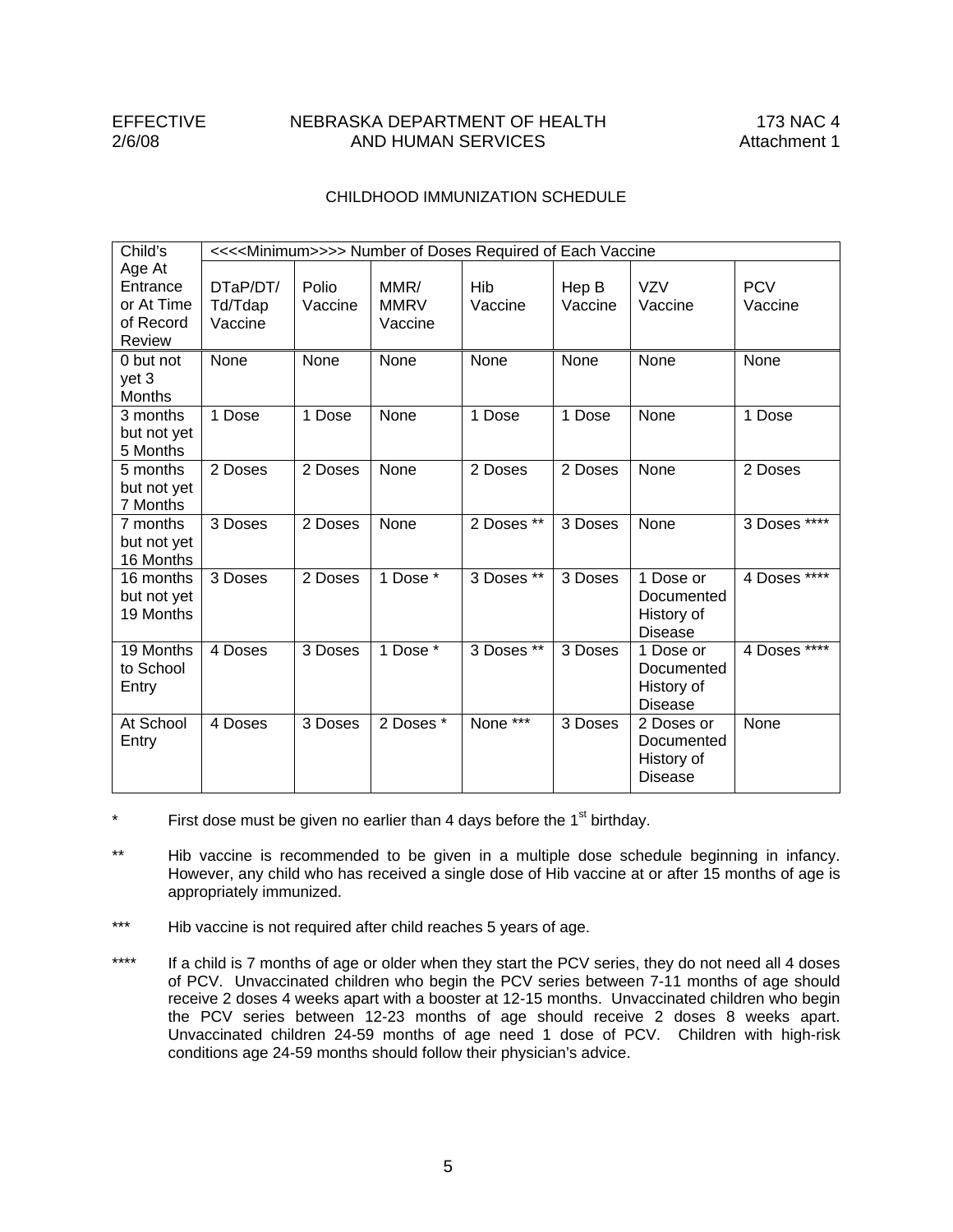EFFECTIVE 2/6/08 | NEBRASKA DEPARTMENT OF HEALTH AND HUMAN SERVICES | 173 NAC 4 Attachment 1

## CHILDHOOD IMMUNIZATION SCHEDULE

| Child's Age At Entrance or At Time of Record Review | <<<<Minimum>>>> Number of Doses Required of Each Vaccine | | | | | | |
|---|---|---|---|---|---|---|---|
| | DTaP/DT/ Td/Tdap Vaccine | Polio Vaccine | MMR/ MMRV Vaccine | Hib Vaccine | Hep B Vaccine | VZV Vaccine | PCV Vaccine |
| 0 but not yet 3 Months | None | None | None | None | None | None | None |
| 3 months but not yet 5 Months | 1 Dose | 1 Dose | None | 1 Dose | 1 Dose | None | 1 Dose |
| 5 months but not yet 7 Months | 2 Doses | 2 Doses | None | 2 Doses | 2 Doses | None | 2 Doses |
| 7 months but not yet 16 Months | 3 Doses | 2 Doses | None | 2 Doses ** | 3 Doses | None | 3 Doses **** |
| 16 months but not yet 19 Months | 3 Doses | 2 Doses | 1 Dose * | 3 Doses ** | 3 Doses | 1 Dose or Documented History of Disease | 4 Doses **** |
| 19 Months to School Entry | 4 Doses | 3 Doses | 1 Dose * | 3 Doses ** | 3 Doses | 1 Dose or Documented History of Disease | 4 Doses **** |
| At School Entry | 4 Doses | 3 Doses | 2 Doses * | None *** | 3 Doses | 2 Doses or Documented History of Disease | None |

\* First dose must be given no earlier than 4 days before the 1st birthday.

** Hib vaccine is recommended to be given in a multiple dose schedule beginning in infancy. However, any child who has received a single dose of Hib vaccine at or after 15 months of age is appropriately immunized.

*** Hib vaccine is not required after child reaches 5 years of age.

**** If a child is 7 months of age or older when they start the PCV series, they do not need all 4 doses of PCV. Unvaccinated children who begin the PCV series between 7-11 months of age should receive 2 doses 4 weeks apart with a booster at 12-15 months. Unvaccinated children who begin the PCV series between 12-23 months of age should receive 2 doses 8 weeks apart. Unvaccinated children 24-59 months of age need 1 dose of PCV. Children with high-risk conditions age 24-59 months should follow their physician's advice.